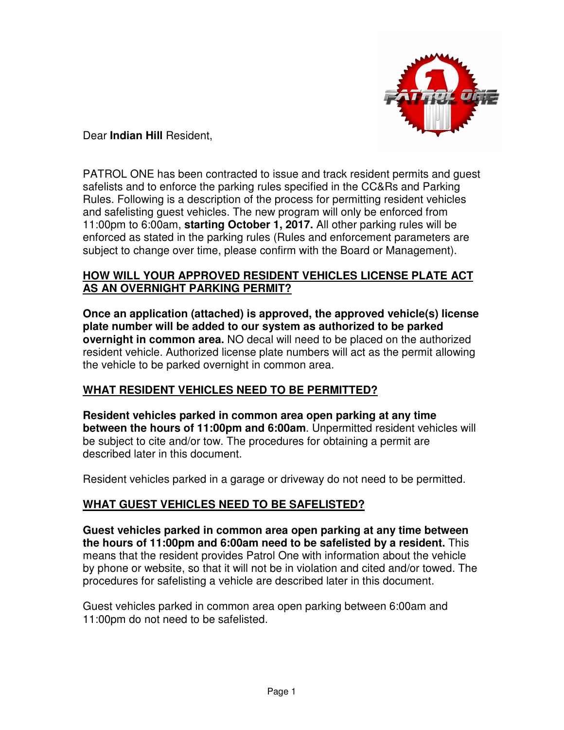Dear **Indian Hill** Resident,

PATROL ONE has been contracted to issue and track resident permits and guest safelists and to enforce the parking rules specified in the CC&Rs and Parking Rules. Following is a description of the process for permitting resident vehicles and safelisting guest vehicles. The new program will only be enforced from 11:00pm to 6:00am, **starting October 1, 2017.** All other parking rules will be enforced as stated in the parking rules (Rules and enforcement parameters are subject to change over time, please confirm with the Board or Management).

## HOW WILL YOUR APPROVED RESIDENT VEHICLES LICENSE PLATE ACT AS AN OVERNIGHT PARKING PERMIT?

**Once an application (attached) is approved, the approved vehicle(s) license plate number will be added to our system as authorized to be parked overnight in common area.** NO decal will need to be placed on the authorized resident vehicle. Authorized license plate numbers will act as the permit allowing the vehicle to be parked overnight in common area.

## WHAT RESIDENT VEHICLES NEED TO BE PERMITTED?

**Resident vehicles parked in common area open parking at any time between the hours of 11:00pm and 6:00am**. Unpermitted resident vehicles will be subject to cite and/or tow. The procedures for obtaining a permit are described later in this document.

Resident vehicles parked in a garage or driveway do not need to be permitted.

## WHAT GUEST VEHICLES NEED TO BE SAFELISTED?

**Guest vehicles parked in common area open parking at any time between the hours of 11:00pm and 6:00am need to be safelisted by a resident.** This means that the resident provides Patrol One with information about the vehicle by phone or website, so that it will not be in violation and cited and/or towed. The procedures for safelisting a vehicle are described later in this document.

Guest vehicles parked in common area open parking between 6:00am and 11:00pm do not need to be safelisted.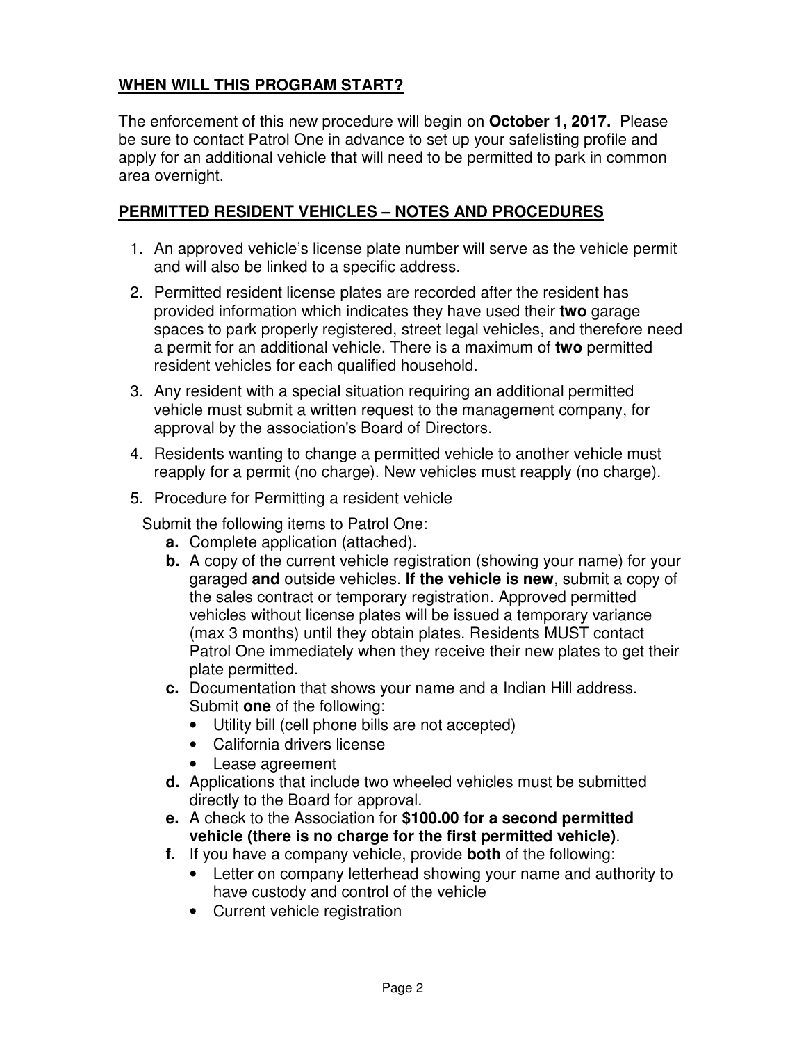## **WHEN WILL THIS PROGRAM START?**

The enforcement of this new procedure will begin on **October 1, 2017.** Please be sure to contact Patrol One in advance to set up your safelisting profile and apply for an additional vehicle that will need to be permitted to park in common area overnight.

## **PERMITTED RESIDENT VEHICLES – NOTES AND PROCEDURES**

1. An approved vehicle's license plate number will serve as the vehicle permit and will also be linked to a specific address.
2. Permitted resident license plates are recorded after the resident has provided information which indicates they have used their **two** garage spaces to park properly registered, street legal vehicles, and therefore need a permit for an additional vehicle. There is a maximum of **two** permitted resident vehicles for each qualified household.
3. Any resident with a special situation requiring an additional permitted vehicle must submit a written request to the management company, for approval by the association's Board of Directors.
4. Residents wanting to change a permitted vehicle to another vehicle must reapply for a permit (no charge). New vehicles must reapply (no charge).
5. <u>Procedure for Permitting a resident vehicle</u>

   Submit the following items to Patrol One:

   **a.** Complete application (attached).

   **b.** A copy of the current vehicle registration (showing your name) for your garaged **and** outside vehicles. **If the vehicle is new**, submit a copy of the sales contract or temporary registration. Approved permitted vehicles without license plates will be issued a temporary variance (max 3 months) until they obtain plates. Residents MUST contact Patrol One immediately when they receive their new plates to get their plate permitted.

   **c.** Documentation that shows your name and a Indian Hill address. Submit **one** of the following:
   - Utility bill (cell phone bills are not accepted)
   - California drivers license
   - Lease agreement

   **d.** Applications that include two wheeled vehicles must be submitted directly to the Board for approval.

   **e.** A check to the Association for **$100.00 for a second permitted vehicle (there is no charge for the first permitted vehicle)**.

   **f.** If you have a company vehicle, provide **both** of the following:
   - Letter on company letterhead showing your name and authority to have custody and control of the vehicle
   - Current vehicle registration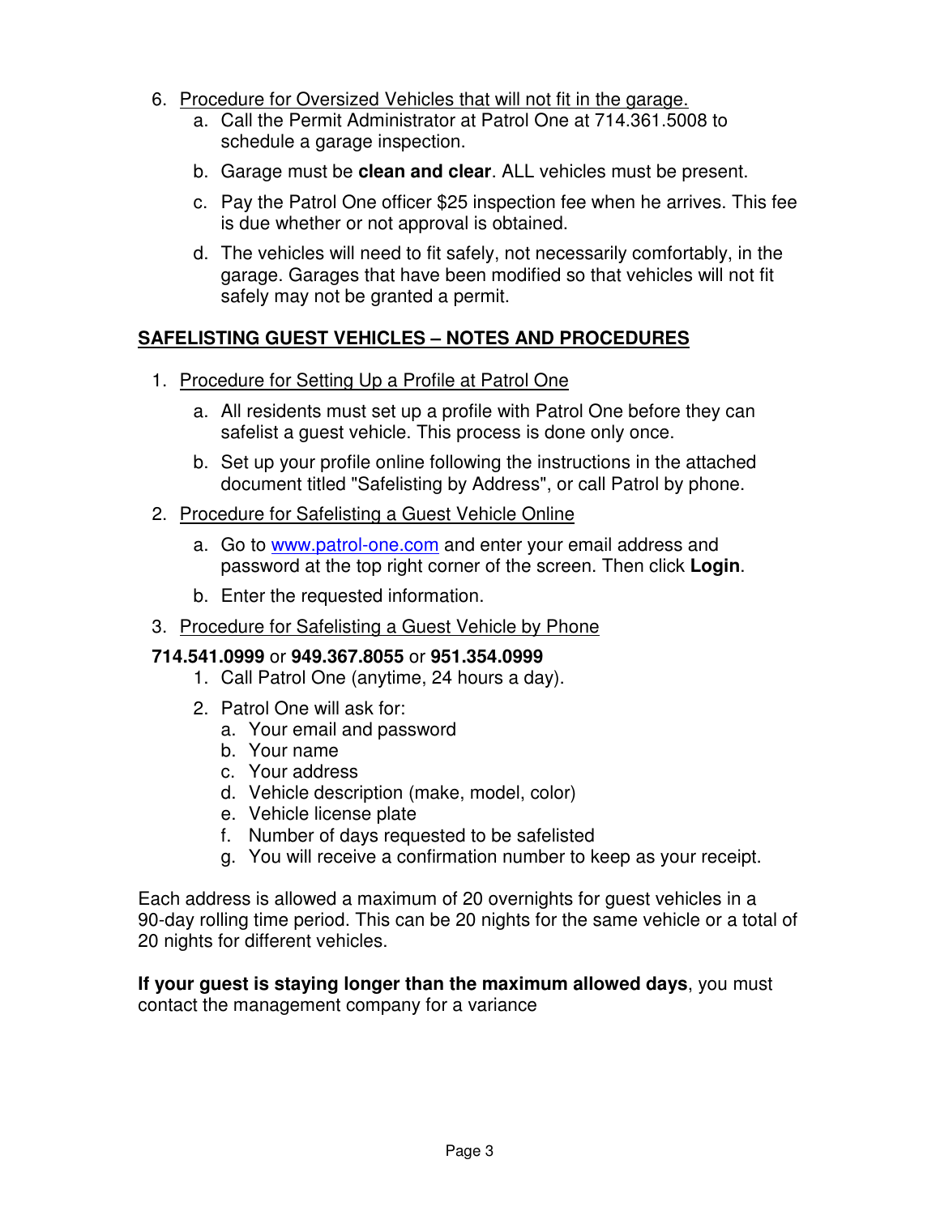6. Procedure for Oversized Vehicles that will not fit in the garage.
    a. Call the Permit Administrator at Patrol One at 714.361.5008 to schedule a garage inspection.
    b. Garage must be **clean and clear**. ALL vehicles must be present.
    c. Pay the Patrol One officer $25 inspection fee when he arrives. This fee is due whether or not approval is obtained.
    d. The vehicles will need to fit safely, not necessarily comfortably, in the garage. Garages that have been modified so that vehicles will not fit safely may not be granted a permit.

## SAFELISTING GUEST VEHICLES – NOTES AND PROCEDURES

1. Procedure for Setting Up a Profile at Patrol One
    a. All residents must set up a profile with Patrol One before they can safelist a guest vehicle. This process is done only once.
    b. Set up your profile online following the instructions in the attached document titled "Safelisting by Address", or call Patrol by phone.
2. Procedure for Safelisting a Guest Vehicle Online
    a. Go to [www.patrol-one.com](http://www.patrol-one.com) and enter your email address and password at the top right corner of the screen. Then click **Login**.
    b. Enter the requested information.
3. Procedure for Safelisting a Guest Vehicle by Phone

**714.541.0999** or **949.367.8055** or **951.354.0999**

1. Call Patrol One (anytime, 24 hours a day).
2. Patrol One will ask for:
    a. Your email and password
    b. Your name
    c. Your address
    d. Vehicle description (make, model, color)
    e. Vehicle license plate
    f. Number of days requested to be safelisted
    g. You will receive a confirmation number to keep as your receipt.

Each address is allowed a maximum of 20 overnights for guest vehicles in a 90-day rolling time period. This can be 20 nights for the same vehicle or a total of 20 nights for different vehicles.

**If your guest is staying longer than the maximum allowed days**, you must contact the management company for a variance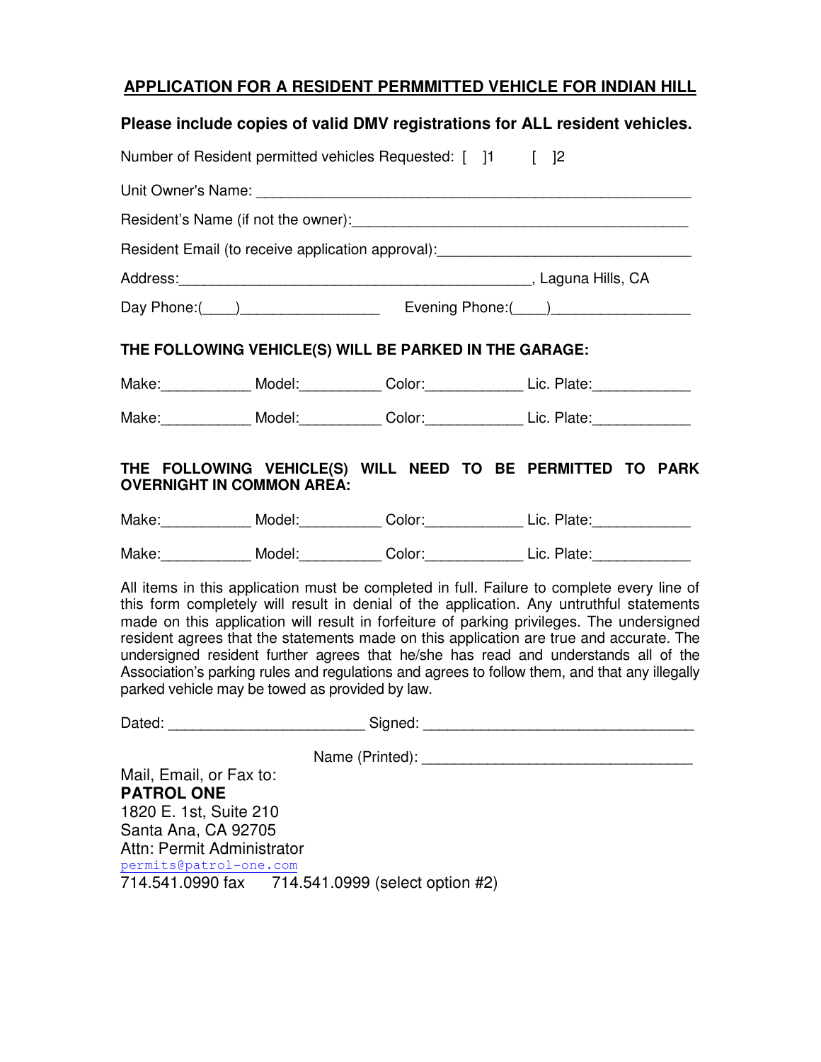# APPLICATION FOR A RESIDENT PERMMITTED VEHICLE FOR INDIAN HILL

**Please include copies of valid DMV registrations for ALL resident vehicles.**

Number of Resident permitted vehicles Requested: [ ]1 [ ]2

Unit Owner's Name: _______________________________________________

Resident's Name (if not the owner):_______________________________________

Resident Email (to receive application approval):_____________________________

Address:_____________________________________________, Laguna Hills, CA

Day Phone:(____)_________________ Evening Phone:(____)_________________

**THE FOLLOWING VEHICLE(S) WILL BE PARKED IN THE GARAGE:**

Make:___________ Model:__________ Color:____________ Lic. Plate:____________

Make:___________ Model:__________ Color:____________ Lic. Plate:____________

**THE FOLLOWING VEHICLE(S) WILL NEED TO BE PERMITTED TO PARK OVERNIGHT IN COMMON AREA:**

Make:___________ Model:__________ Color:____________ Lic. Plate:____________

Make:___________ Model:__________ Color:____________ Lic. Plate:____________

All items in this application must be completed in full. Failure to complete every line of this form completely will result in denial of the application. Any untruthful statements made on this application will result in forfeiture of parking privileges. The undersigned resident agrees that the statements made on this application are true and accurate. The undersigned resident further agrees that he/she has read and understands all of the Association's parking rules and regulations and agrees to follow them, and that any illegally parked vehicle may be towed as provided by law.

Dated: ________________________ Signed: _________________________________

Name (Printed): _________________________________

Mail, Email, or Fax to:
**PATROL ONE**
1820 E. 1st, Suite 210
Santa Ana, CA 92705
Attn: Permit Administrator
permits@patrol-one.com
714.541.0990 fax 714.541.0999 (select option #2)